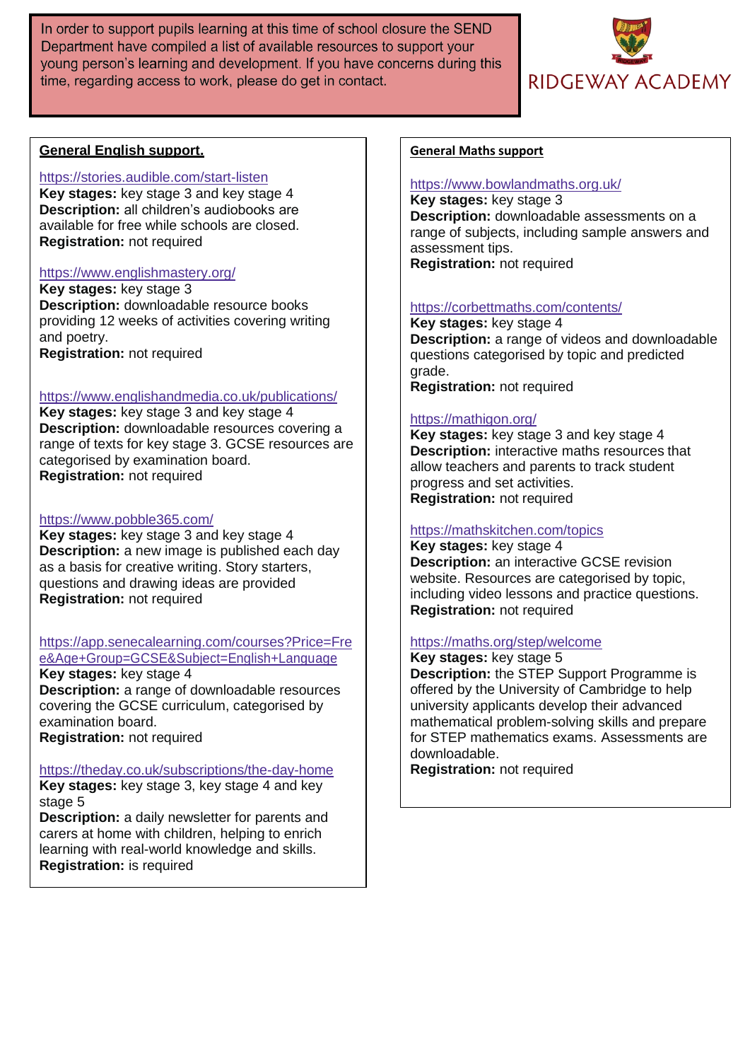In order to support pupils learning at this time of school closure the SEND Department have compiled a list of available resources to support your young person's learning and development. If you have concerns during this time, regarding access to work, please do get in contact.

RIDGEWAY ACADEMY

## General English support.

https://stories.audible.com/start-listen
**Key stages:** key stage 3 and key stage 4
**Description:** all children's audiobooks are available for free while schools are closed.
**Registration:** not required

https://www.englishmastery.org/
**Key stages:** key stage 3
**Description:** downloadable resource books providing 12 weeks of activities covering writing and poetry.
**Registration:** not required

https://www.englishandmedia.co.uk/publications/
**Key stages:** key stage 3 and key stage 4
**Description:** downloadable resources covering a range of texts for key stage 3. GCSE resources are categorised by examination board.
**Registration:** not required

https://www.pobble365.com/
**Key stages:** key stage 3 and key stage 4
**Description:** a new image is published each day as a basis for creative writing. Story starters, questions and drawing ideas are provided
**Registration:** not required

https://app.senecalearning.com/courses?Price=Free&Age+Group=GCSE&Subject=English+Language
**Key stages:** key stage 4
**Description:** a range of downloadable resources covering the GCSE curriculum, categorised by examination board.
**Registration:** not required

https://theday.co.uk/subscriptions/the-day-home
**Key stages:** key stage 3, key stage 4 and key stage 5
**Description:** a daily newsletter for parents and carers at home with children, helping to enrich learning with real-world knowledge and skills.
**Registration:** is required

## General Maths support

https://www.bowlandmaths.org.uk/
**Key stages:** key stage 3
**Description:** downloadable assessments on a range of subjects, including sample answers and assessment tips.
**Registration:** not required

https://corbettmaths.com/contents/
**Key stages:** key stage 4
**Description:** a range of videos and downloadable questions categorised by topic and predicted grade.
**Registration:** not required

https://mathigon.org/
**Key stages:** key stage 3 and key stage 4
**Description:** interactive maths resources that allow teachers and parents to track student progress and set activities.
**Registration:** not required

https://mathskitchen.com/topics
**Key stages:** key stage 4
**Description:** an interactive GCSE revision website. Resources are categorised by topic, including video lessons and practice questions.
**Registration:** not required

https://maths.org/step/welcome
**Key stages:** key stage 5
**Description:** the STEP Support Programme is offered by the University of Cambridge to help university applicants develop their advanced mathematical problem-solving skills and prepare for STEP mathematics exams. Assessments are downloadable.
**Registration:** not required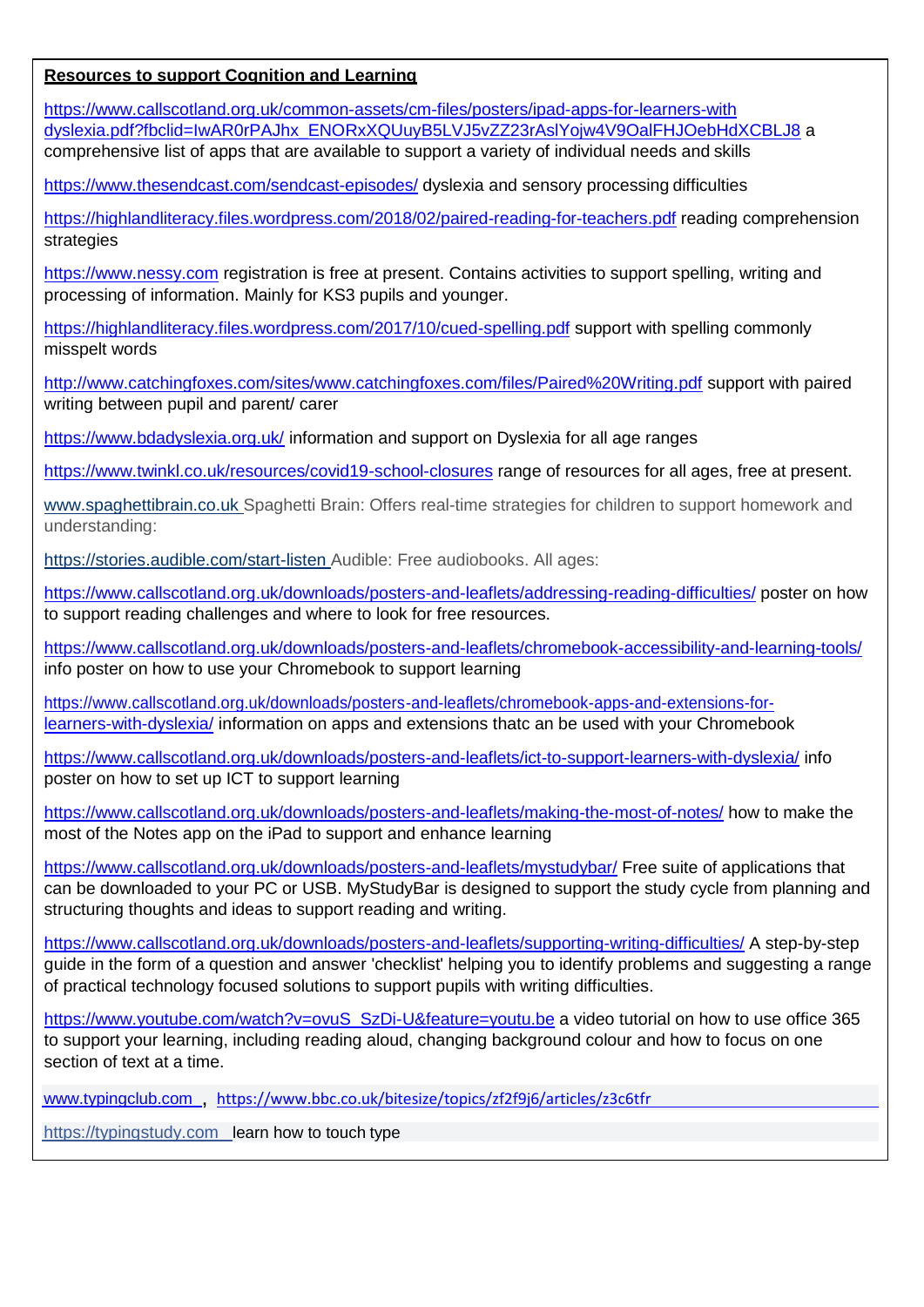**Resources to support Cognition and Learning**

https://www.callscotland.org.uk/common-assets/cm-files/posters/ipad-apps-for-learners-with dyslexia.pdf?fbclid=IwAR0rPAJhx_ENORxXQUuyB5LVJ5vZZ23rAslYojw4V9OalFHJOebHdXCBLJ8 a comprehensive list of apps that are available to support a variety of individual needs and skills

https://www.thesendcast.com/sendcast-episodes/ dyslexia and sensory processing difficulties

https://highlandliteracy.files.wordpress.com/2018/02/paired-reading-for-teachers.pdf reading comprehension strategies

https://www.nessy.com registration is free at present. Contains activities to support spelling, writing and processing of information. Mainly for KS3 pupils and younger.

https://highlandliteracy.files.wordpress.com/2017/10/cued-spelling.pdf support with spelling commonly misspelt words

http://www.catchingfoxes.com/sites/www.catchingfoxes.com/files/Paired%20Writing.pdf support with paired writing between pupil and parent/ carer

https://www.bdadyslexia.org.uk/ information and support on Dyslexia for all age ranges

https://www.twinkl.co.uk/resources/covid19-school-closures range of resources for all ages, free at present.

www.spaghettibrain.co.uk Spaghetti Brain: Offers real-time strategies for children to support homework and understanding:

https://stories.audible.com/start-listen Audible: Free audiobooks. All ages:

https://www.callscotland.org.uk/downloads/posters-and-leaflets/addressing-reading-difficulties/ poster on how to support reading challenges and where to look for free resources.

https://www.callscotland.org.uk/downloads/posters-and-leaflets/chromebook-accessibility-and-learning-tools/ info poster on how to use your Chromebook to support learning

https://www.callscotland.org.uk/downloads/posters-and-leaflets/chromebook-apps-and-extensions-for-learners-with-dyslexia/ information on apps and extensions thatc an be used with your Chromebook

https://www.callscotland.org.uk/downloads/posters-and-leaflets/ict-to-support-learners-with-dyslexia/ info poster on how to set up ICT to support learning

https://www.callscotland.org.uk/downloads/posters-and-leaflets/making-the-most-of-notes/ how to make the most of the Notes app on the iPad to support and enhance learning

https://www.callscotland.org.uk/downloads/posters-and-leaflets/mystudybar/ Free suite of applications that can be downloaded to your PC or USB. MyStudyBar is designed to support the study cycle from planning and structuring thoughts and ideas to support reading and writing.

https://www.callscotland.org.uk/downloads/posters-and-leaflets/supporting-writing-difficulties/ A step-by-step guide in the form of a question and answer 'checklist' helping you to identify problems and suggesting a range of practical technology focused solutions to support pupils with writing difficulties.

https://www.youtube.com/watch?v=ovuS_SzDi-U&feature=youtu.be a video tutorial on how to use office 365 to support your learning, including reading aloud, changing background colour and how to focus on one section of text at a time.

www.typingclub.com , https://www.bbc.co.uk/bitesize/topics/zf2f9j6/articles/z3c6tfr

https://typingstudy.com learn how to touch type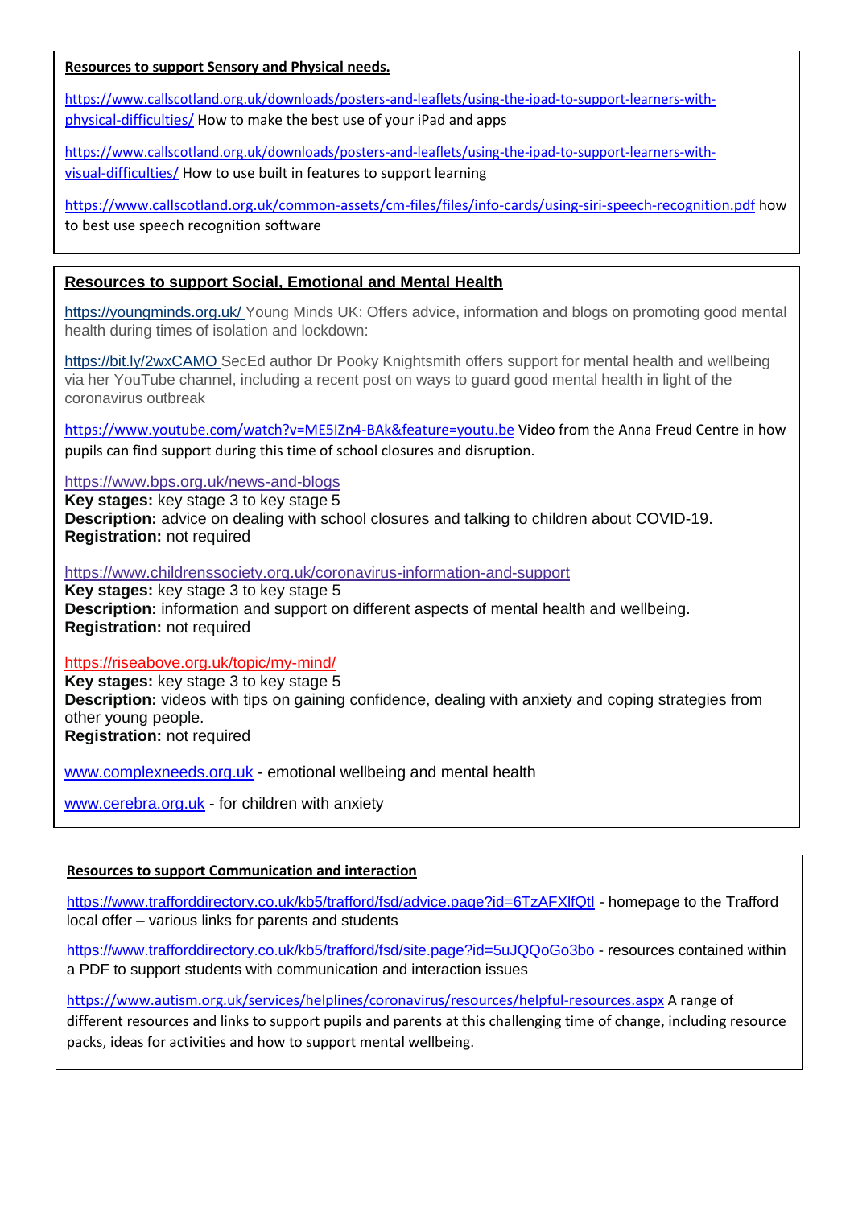**Resources to support Sensory and Physical needs.**

https://www.callscotland.org.uk/downloads/posters-and-leaflets/using-the-ipad-to-support-learners-with-physical-difficulties/ How to make the best use of your iPad and apps

https://www.callscotland.org.uk/downloads/posters-and-leaflets/using-the-ipad-to-support-learners-with-visual-difficulties/ How to use built in features to support learning

https://www.callscotland.org.uk/common-assets/cm-files/files/info-cards/using-siri-speech-recognition.pdf how to best use speech recognition software

**Resources to support Social, Emotional and Mental Health**

https://youngminds.org.uk/ Young Minds UK: Offers advice, information and blogs on promoting good mental health during times of isolation and lockdown:

https://bit.ly/2wxCAMO SecEd author Dr Pooky Knightsmith offers support for mental health and wellbeing via her YouTube channel, including a recent post on ways to guard good mental health in light of the coronavirus outbreak

https://www.youtube.com/watch?v=ME5IZn4-BAk&feature=youtu.be Video from the Anna Freud Centre in how pupils can find support during this time of school closures and disruption.

https://www.bps.org.uk/news-and-blogs
**Key stages:** key stage 3 to key stage 5
**Description:** advice on dealing with school closures and talking to children about COVID-19.
**Registration:** not required

https://www.childrenssociety.org.uk/coronavirus-information-and-support
**Key stages:** key stage 3 to key stage 5
**Description:** information and support on different aspects of mental health and wellbeing.
**Registration:** not required

https://riseabove.org.uk/topic/my-mind/
**Key stages:** key stage 3 to key stage 5
**Description:** videos with tips on gaining confidence, dealing with anxiety and coping strategies from other young people.
**Registration:** not required

www.complexneeds.org.uk - emotional wellbeing and mental health

www.cerebra.org.uk - for children with anxiety

**Resources to support Communication and interaction**

https://www.trafforddirectory.co.uk/kb5/trafford/fsd/advice.page?id=6TzAFXlfQtI - homepage to the Trafford local offer – various links for parents and students

https://www.trafforddirectory.co.uk/kb5/trafford/fsd/site.page?id=5uJQQoGo3bo - resources contained within a PDF to support students with communication and interaction issues

https://www.autism.org.uk/services/helplines/coronavirus/resources/helpful-resources.aspx A range of different resources and links to support pupils and parents at this challenging time of change, including resource packs, ideas for activities and how to support mental wellbeing.